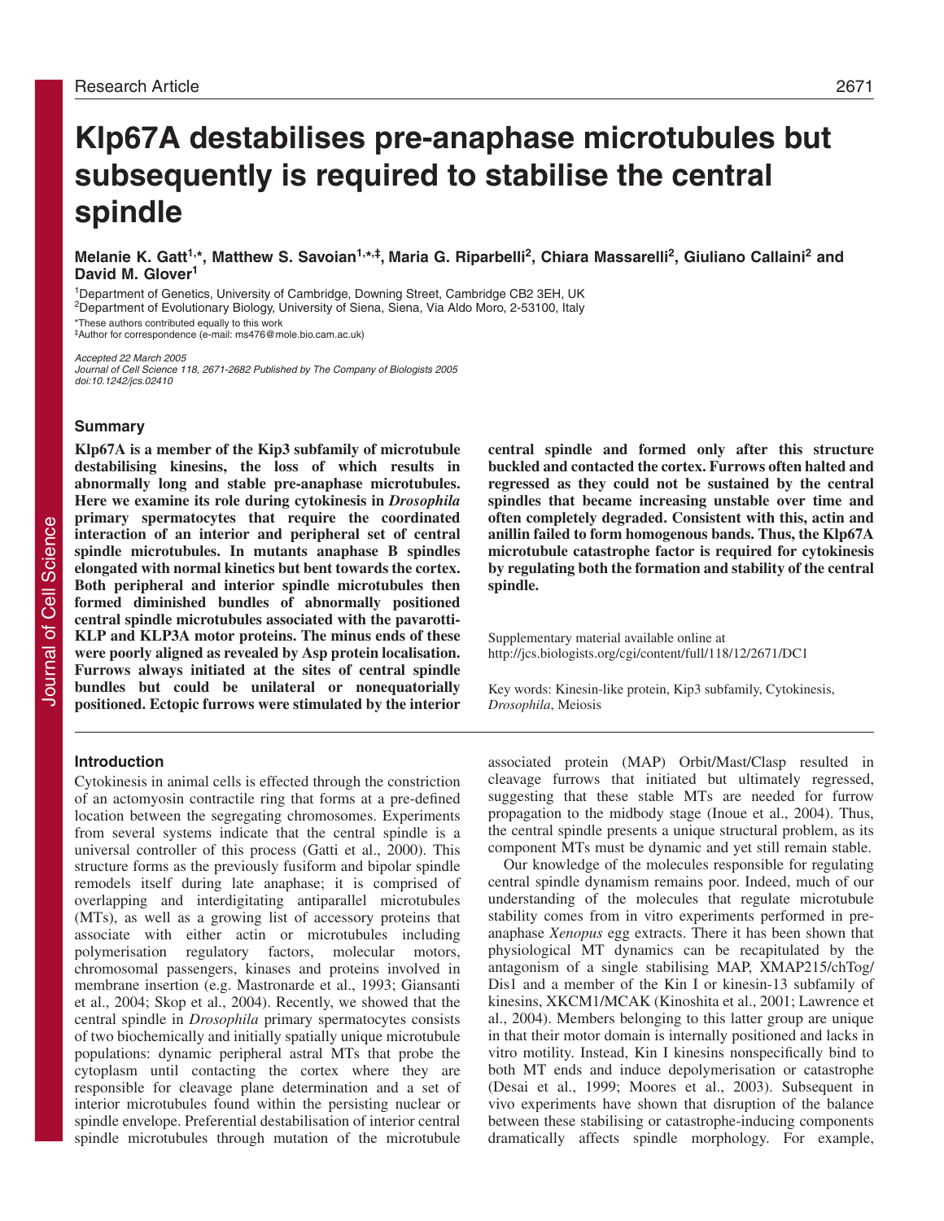# Klp67A destabilises pre-anaphase microtubules but subsequently is required to stabilise the central spindle

**Melanie K. Gatt[1,*], Matthew S. Savoian[1,*,‡], Maria G. Riparbelli[2], Chiara Massarelli[2], Giuliano Callaini[2] and David M. Glover[1]**

[1]Department of Genetics, University of Cambridge, Downing Street, Cambridge CB2 3EH, UK
[2]Department of Evolutionary Biology, University of Siena, Siena, Via Aldo Moro, 2-53100, Italy
*These authors contributed equally to this work
‡Author for correspondence (e-mail: ms476@mole.bio.cam.ac.uk)

*Accepted 22 March 2005*
*Journal of Cell Science 118, 2671-2682 Published by The Company of Biologists 2005*
*doi:10.1242/jcs.02410*

## Summary

**Klp67A is a member of the Kip3 subfamily of microtubule destabilising kinesins, the loss of which results in abnormally long and stable pre-anaphase microtubules. Here we examine its role during cytokinesis in *Drosophila* primary spermatocytes that require the coordinated interaction of an interior and peripheral set of central spindle microtubules. In mutants anaphase B spindles elongated with normal kinetics but bent towards the cortex. Both peripheral and interior spindle microtubules then formed diminished bundles of abnormally positioned central spindle microtubules associated with the pavarotti-KLP and KLP3A motor proteins. The minus ends of these were poorly aligned as revealed by Asp protein localisation. Furrows always initiated at the sites of central spindle bundles but could be unilateral or nonequatorially positioned. Ectopic furrows were stimulated by the interior central spindle and formed only after this structure buckled and contacted the cortex. Furrows often halted and regressed as they could not be sustained by the central spindles that became increasing unstable over time and often completely degraded. Consistent with this, actin and anillin failed to form homogenous bands. Thus, the Klp67A microtubule catastrophe factor is required for cytokinesis by regulating both the formation and stability of the central spindle.**

Supplementary material available online at http://jcs.biologists.org/cgi/content/full/118/12/2671/DC1

Key words: Kinesin-like protein, Kip3 subfamily, Cytokinesis, *Drosophila*, Meiosis

## Introduction

Cytokinesis in animal cells is effected through the constriction of an actomyosin contractile ring that forms at a pre-defined location between the segregating chromosomes. Experiments from several systems indicate that the central spindle is a universal controller of this process (Gatti et al., 2000). This structure forms as the previously fusiform and bipolar spindle remodels itself during late anaphase; it is comprised of overlapping and interdigitating antiparallel microtubules (MTs), as well as a growing list of accessory proteins that associate with either actin or microtubules including polymerisation regulatory factors, molecular motors, chromosomal passengers, kinases and proteins involved in membrane insertion (e.g. Mastronarde et al., 1993; Giansanti et al., 2004; Skop et al., 2004). Recently, we showed that the central spindle in *Drosophila* primary spermatocytes consists of two biochemically and initially spatially unique microtubule populations: dynamic peripheral astral MTs that probe the cytoplasm until contacting the cortex where they are responsible for cleavage plane determination and a set of interior microtubules found within the persisting nuclear or spindle envelope. Preferential destabilisation of interior central spindle microtubules through mutation of the microtubule associated protein (MAP) Orbit/Mast/Clasp resulted in cleavage furrows that initiated but ultimately regressed, suggesting that these stable MTs are needed for furrow propagation to the midbody stage (Inoue et al., 2004). Thus, the central spindle presents a unique structural problem, as its component MTs must be dynamic and yet still remain stable.

Our knowledge of the molecules responsible for regulating central spindle dynamism remains poor. Indeed, much of our understanding of the molecules that regulate microtubule stability comes from in vitro experiments performed in pre-anaphase *Xenopus* egg extracts. There it has been shown that physiological MT dynamics can be recapitulated by the antagonism of a single stabilising MAP, XMAP215/chTog/Dis1 and a member of the Kin I or kinesin-13 subfamily of kinesins, XKCM1/MCAK (Kinoshita et al., 2001; Lawrence et al., 2004). Members belonging to this latter group are unique in that their motor domain is internally positioned and lacks in vitro motility. Instead, Kin I kinesins nonspecifically bind to both MT ends and induce depolymerisation or catastrophe (Desai et al., 1999; Moores et al., 2003). Subsequent in vivo experiments have shown that disruption of the balance between these stabilising or catastrophe-inducing components dramatically affects spindle morphology. For example,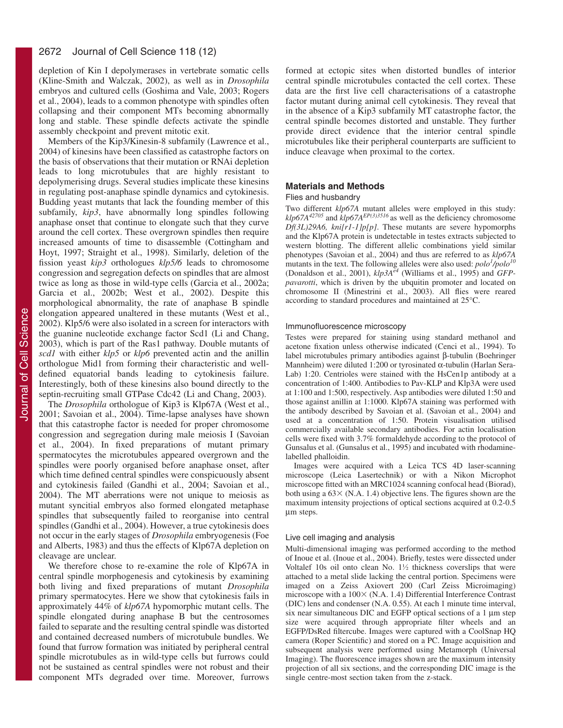depletion of Kin I depolymerases in vertebrate somatic cells (Kline-Smith and Walczak, 2002), as well as in *Drosophila* embryos and cultured cells (Goshima and Vale, 2003; Rogers et al., 2004), leads to a common phenotype with spindles often collapsing and their component MTs becoming abnormally long and stable. These spindle defects activate the spindle assembly checkpoint and prevent mitotic exit.

Members of the Kip3/Kinesin-8 subfamily (Lawrence et al., 2004) of kinesins have been classified as catastrophe factors on the basis of observations that their mutation or RNAi depletion leads to long microtubules that are highly resistant to depolymerising drugs. Several studies implicate these kinesins in regulating post-anaphase spindle dynamics and cytokinesis. Budding yeast mutants that lack the founding member of this subfamily, *kip3*, have abnormally long spindles following anaphase onset that continue to elongate such that they curve around the cell cortex. These overgrown spindles then require increased amounts of time to disassemble (Cottingham and Hoyt, 1997; Straight et al., 1998). Similarly, deletion of the fission yeast *kip3* orthologues *klp5/6* leads to chromosome congression and segregation defects on spindles that are almost twice as long as those in wild-type cells (Garcia et al., 2002a; Garcia et al., 2002b; West et al., 2002). Despite this morphological abnormality, the rate of anaphase B spindle elongation appeared unaltered in these mutants (West et al., 2002). Klp5/6 were also isolated in a screen for interactors with the guanine nucleotide exchange factor Scd1 (Li and Chang, 2003), which is part of the Ras1 pathway. Double mutants of *scd1* with either *klp5* or *klp6* prevented actin and the anillin orthologue Mid1 from forming their characteristic and well-defined equatorial bands leading to cytokinesis failure. Interestingly, both of these kinesins also bound directly to the septin-recruiting small GTPase Cdc42 (Li and Chang, 2003).

The *Drosophila* orthologue of Kip3 is Klp67A (West et al., 2001; Savoian et al., 2004). Time-lapse analyses have shown that this catastrophe factor is needed for proper chromosome congression and segregation during male meiosis I (Savoian et al., 2004). In fixed preparations of mutant primary spermatocytes the microtubules appeared overgrown and the spindles were poorly organised before anaphase onset, after which time defined central spindles were conspicuously absent and cytokinesis failed (Gandhi et al., 2004; Savoian et al., 2004). The MT aberrations were not unique to meiosis as mutant syncitial embryos also formed elongated metaphase spindles that subsequently failed to reorganise into central spindles (Gandhi et al., 2004). However, a true cytokinesis does not occur in the early stages of *Drosophila* embryogenesis (Foe and Alberts, 1983) and thus the effects of Klp67A depletion on cleavage are unclear.

We therefore chose to re-examine the role of Klp67A in central spindle morphogenesis and cytokinesis by examining both living and fixed preparations of mutant *Drosophila* primary spermatocytes. Here we show that cytokinesis fails in approximately 44% of *klp67A* hypomorphic mutant cells. The spindle elongated during anaphase B but the centrosomes failed to separate and the resulting central spindle was distorted and contained decreased numbers of microtubule bundles. We found that furrow formation was initiated by peripheral central spindle microtubules as in wild-type cells but furrows could not be sustained as central spindles were not robust and their component MTs degraded over time. Moreover, furrows formed at ectopic sites when distorted bundles of interior central spindle microtubules contacted the cell cortex. These data are the first live cell characterisations of a catastrophe factor mutant during animal cell cytokinesis. They reveal that in the absence of a Kip3 subfamily MT catastrophe factor, the central spindle becomes distorted and unstable. They further provide direct evidence that the interior central spindle microtubules like their peripheral counterparts are sufficient to induce cleavage when proximal to the cortex.

## Materials and Methods

### Flies and husbandry

Two different *klp67A* mutant alleles were employed in this study: *klp67A*$^{42705}$ and *klp67A*$^{EP(3)3516}$ as well as the deficiency chromosome *Df(3L)29A6, kni[r1-1]p[p]*. These mutants are severe hypomorphs and the Klp67A protein is undetectable in testes extracts subjected to western blotting. The different allelic combinations yield similar phenotypes (Savoian et al., 2004) and thus are referred to as *klp67A* mutants in the text. The following alleles were also used: *polo*$^{1}$/*polo*$^{10}$ (Donaldson et al., 2001), *klp3A*$^{e4}$ (Williams et al., 1995) and *GFP-pavarotti*, which is driven by the ubiquitin promoter and located on chromosome II (Minestrini et al., 2003). All flies were reared according to standard procedures and maintained at 25°C.

### Immunofluorescence microscopy

Testes were prepared for staining using standard methanol and acetone fixation unless otherwise indicated (Cenci et al., 1994). To label microtubules primary antibodies against β-tubulin (Boehringer Mannheim) were diluted 1:200 or tyrosinated α-tubulin (Harlan Sera-Lab) 1:20. Centrioles were stained with the HsCen1p antibody at a concentration of 1:400. Antibodies to Pav-KLP and Klp3A were used at 1:100 and 1:500, respectively. Asp antibodies were diluted 1:50 and those against anillin at 1:1000. Klp67A staining was performed with the antibody described by Savoian et al. (Savoian et al., 2004) and used at a concentration of 1:50. Protein visualisation utilised commercially available secondary antibodies. For actin localisation cells were fixed with 3.7% formaldehyde according to the protocol of Gunsalus et al. (Gunsalus et al., 1995) and incubated with rhodamine-labelled phalloidin.

Images were acquired with a Leica TCS 4D laser-scanning microscope (Leica Lasertechnik) or with a Nikon Microphot microscope fitted with an MRC1024 scanning confocal head (Biorad), both using a 63× (N.A. 1.4) objective lens. The figures shown are the maximum intensity projections of optical sections acquired at 0.2-0.5 μm steps.

### Live cell imaging and analysis

Multi-dimensional imaging was performed according to the method of Inoue et al. (Inoue et al., 2004). Briefly, testes were dissected under Voltalef 10s oil onto clean No. 1½ thickness coverslips that were attached to a metal slide lacking the central portion. Specimens were imaged on a Zeiss Axiovert 200 (Carl Zeiss Microimaging) microscope with a 100× (N.A. 1.4) Differential Interference Contrast (DIC) lens and condenser (N.A. 0.55). At each 1 minute time interval, six near simultaneous DIC and EGFP optical sections of a 1 μm step size were acquired through appropriate filter wheels and an EGFP/DsRed filtercube. Images were captured with a CoolSnap HQ camera (Roper Scientific) and stored on a PC. Image acquisition and subsequent analysis were performed using Metamorph (Universal Imaging). The fluorescence images shown are the maximum intensity projection of all six sections, and the corresponding DIC image is the single centre-most section taken from the z-stack.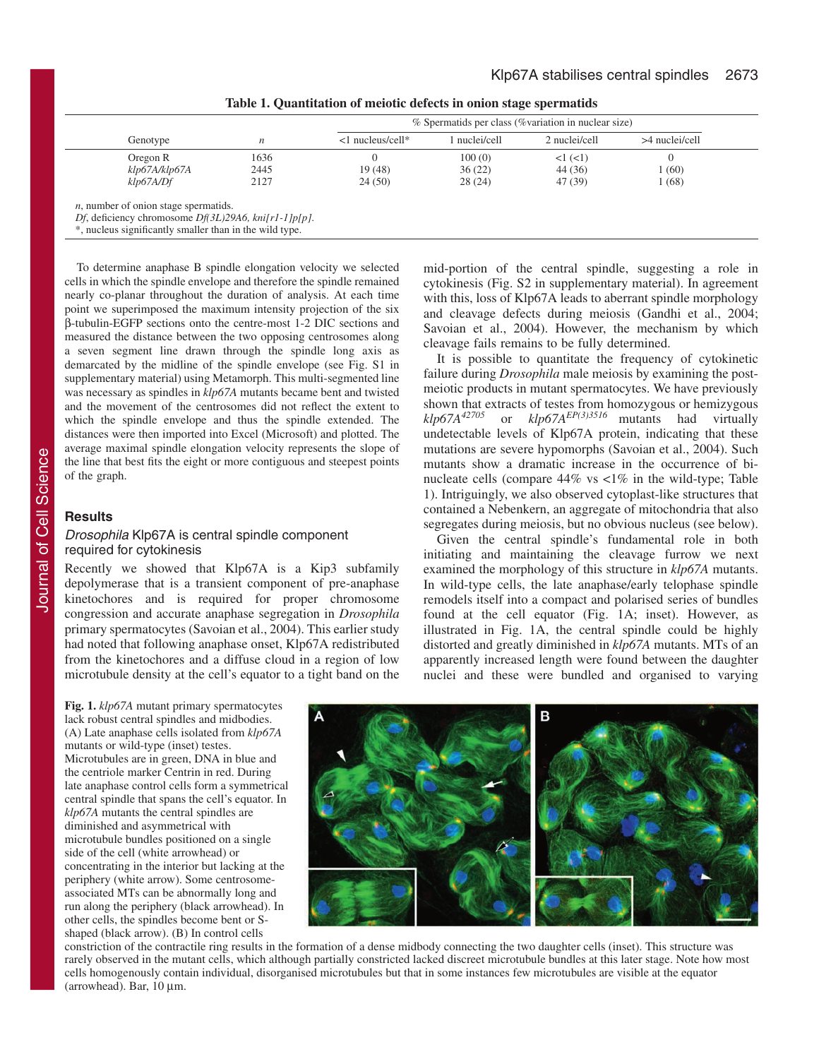**Table 1. Quantitation of meiotic defects in onion stage spermatids**

| Genotype | *n* | % Spermatids per class (%variation in nuclear size) | | | |
|---|---|---|---|---|---|
| | | <1 nucleus/cell* | 1 nuclei/cell | 2 nuclei/cell | >4 nuclei/cell |
| Oregon R | 1636 | 0 | 100 (0) | <1 (<1) | 0 |
| *klp67A/klp67A* | 2445 | 19 (48) | 36 (22) | 44 (36) | 1 (60) |
| *klp67A/Df* | 2127 | 24 (50) | 28 (24) | 47 (39) | 1 (68) |

*n*, number of onion stage spermatids.
*Df*, deficiency chromosome *Df(3L)29A6, kni[r1-1]p[p]*.
*, nucleus significantly smaller than in the wild type.

To determine anaphase B spindle elongation velocity we selected cells in which the spindle envelope and therefore the spindle remained nearly co-planar throughout the duration of analysis. At each time point we superimposed the maximum intensity projection of the six β-tubulin-EGFP sections onto the centre-most 1-2 DIC sections and measured the distance between the two opposing centrosomes along a seven segment line drawn through the spindle long axis as demarcated by the midline of the spindle envelope (see Fig. S1 in supplementary material) using Metamorph. This multi-segmented line was necessary as spindles in *klp67A* mutants became bent and twisted and the movement of the centrosomes did not reflect the extent to which the spindle envelope and thus the spindle extended. The distances were then imported into Excel (Microsoft) and plotted. The average maximal spindle elongation velocity represents the slope of the line that best fits the eight or more contiguous and steepest points of the graph.

## Results

### *Drosophila* Klp67A is central spindle component required for cytokinesis

Recently we showed that Klp67A is a Kip3 subfamily depolymerase that is a transient component of pre-anaphase kinetochores and is required for proper chromosome congression and accurate anaphase segregation in *Drosophila* primary spermatocytes (Savoian et al., 2004). This earlier study had noted that following anaphase onset, Klp67A redistributed from the kinetochores and a diffuse cloud in a region of low microtubule density at the cell's equator to a tight band on the mid-portion of the central spindle, suggesting a role in cytokinesis (Fig. S2 in supplementary material). In agreement with this, loss of Klp67A leads to aberrant spindle morphology and cleavage defects during meiosis (Gandhi et al., 2004; Savoian et al., 2004). However, the mechanism by which cleavage fails remains to be fully determined.

It is possible to quantitate the frequency of cytokinetic failure during *Drosophila* male meiosis by examining the post-meiotic products in mutant spermatocytes. We have previously shown that extracts of testes from homozygous or hemizygous *klp67A*[42705] or *klp67A*[EP(3)3516] mutants had virtually undetectable levels of Klp67A protein, indicating that these mutations are severe hypomorphs (Savoian et al., 2004). Such mutants show a dramatic increase in the occurrence of bi-nucleate cells (compare 44% vs <1% in the wild-type; Table 1). Intriguingly, we also observed cytoplast-like structures that contained a Nebenkern, an aggregate of mitochondria that also segregates during meiosis, but no obvious nucleus (see below).

Given the central spindle's fundamental role in both initiating and maintaining the cleavage furrow we next examined the morphology of this structure in *klp67A* mutants. In wild-type cells, the late anaphase/early telophase spindle remodels itself into a compact and polarised series of bundles found at the cell equator (Fig. 1A; inset). However, as illustrated in Fig. 1A, the central spindle could be highly distorted and greatly diminished in *klp67A* mutants. MTs of an apparently increased length were found between the daughter nuclei and these were bundled and organised to varying

**Fig. 1.** *klp67A* mutant primary spermatocytes lack robust central spindles and midbodies. (A) Late anaphase cells isolated from *klp67A* mutants or wild-type (inset) testes. Microtubules are in green, DNA in blue and the centriole marker Centrin in red. During late anaphase control cells form a symmetrical central spindle that spans the cell's equator. In *klp67A* mutants the central spindles are diminished and asymmetrical with microtubule bundles positioned on a single side of the cell (white arrowhead) or concentrating in the interior but lacking at the periphery (white arrow). Some centrosome-associated MTs can be abnormally long and run along the periphery (black arrowhead). In other cells, the spindles become bent or S-shaped (black arrow). (B) In control cells constriction of the contractile ring results in the formation of a dense midbody connecting the two daughter cells (inset). This structure was rarely observed in the mutant cells, which although partially constricted lacked discreet microtubule bundles at this later stage. Note how most cells homogenously contain individual, disorganised microtubules but that in some instances few microtubules are visible at the equator (arrowhead). Bar, 10 μm.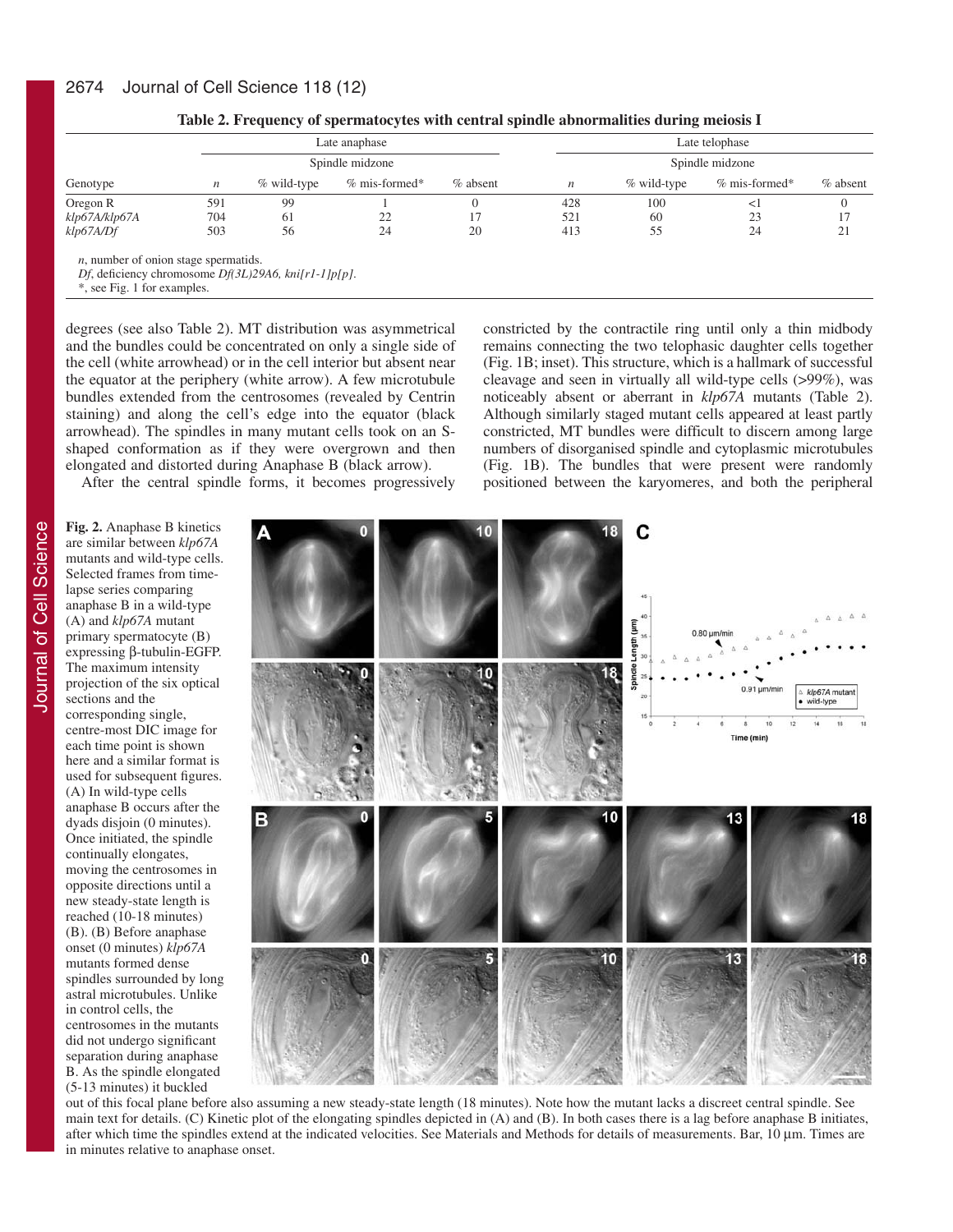**Table 2. Frequency of spermatocytes with central spindle abnormalities during meiosis I**

| | Late anaphase | | | | Late telophase | | | |
|---|---|---|---|---|---|---|---|---|
| | | Spindle midzone | | | | Spindle midzone | | |
| Genotype | *n* | % wild-type | % mis-formed* | % absent | *n* | % wild-type | % mis-formed* | % absent |
| Oregon R | 591 | 99 | 1 | 0 | 428 | 100 | <1 | 0 |
| *klp67A/klp67A* | 704 | 61 | 22 | 17 | 521 | 60 | 23 | 17 |
| *klp67A/Df* | 503 | 56 | 24 | 20 | 413 | 55 | 24 | 21 |

*n*, number of onion stage spermatids.
*Df*, deficiency chromosome *Df(3L)29A6, kni[r1-1]p[p]*.
*, see Fig. 1 for examples.

degrees (see also Table 2). MT distribution was asymmetrical and the bundles could be concentrated on only a single side of the cell (white arrowhead) or in the cell interior but absent near the equator at the periphery (white arrow). A few microtubule bundles extended from the centrosomes (revealed by Centrin staining) and along the cell's edge into the equator (black arrowhead). The spindles in many mutant cells took on an S-shaped conformation as if they were overgrown and then elongated and distorted during Anaphase B (black arrow).

After the central spindle forms, it becomes progressively constricted by the contractile ring until only a thin midbody remains connecting the two telophasic daughter cells together (Fig. 1B; inset). This structure, which is a hallmark of successful cleavage and seen in virtually all wild-type cells (>99%), was noticeably absent or aberrant in *klp67A* mutants (Table 2). Although similarly staged mutant cells appeared at least partly constricted, MT bundles were difficult to discern among large numbers of disorganised spindle and cytoplasmic microtubules (Fig. 1B). The bundles that were present were randomly positioned between the karyomeres, and both the peripheral

**Fig. 2.** Anaphase B kinetics are similar between *klp67A* mutants and wild-type cells. Selected frames from time-lapse series comparing anaphase B in a wild-type (A) and *klp67A* mutant primary spermatocyte (B) expressing β-tubulin-EGFP. The maximum intensity projection of the six optical sections and the corresponding single, centre-most DIC image for each time point is shown here and a similar format is used for subsequent figures. (A) In wild-type cells anaphase B occurs after the dyads disjoin (0 minutes). Once initiated, the spindle continually elongates, moving the centrosomes in opposite directions until a new steady-state length is reached (10-18 minutes) (B). (B) Before anaphase onset (0 minutes) *klp67A* mutants formed dense spindles surrounded by long astral microtubules. Unlike in control cells, the centrosomes in the mutants did not undergo significant separation during anaphase B. As the spindle elongated (5-13 minutes) it buckled out of this focal plane before also assuming a new steady-state length (18 minutes). Note how the mutant lacks a discreet central spindle. See main text for details. (C) Kinetic plot of the elongating spindles depicted in (A) and (B). In both cases there is a lag before anaphase B initiates, after which time the spindles extend at the indicated velocities. See Materials and Methods for details of measurements. Bar, 10 μm. Times are in minutes relative to anaphase onset.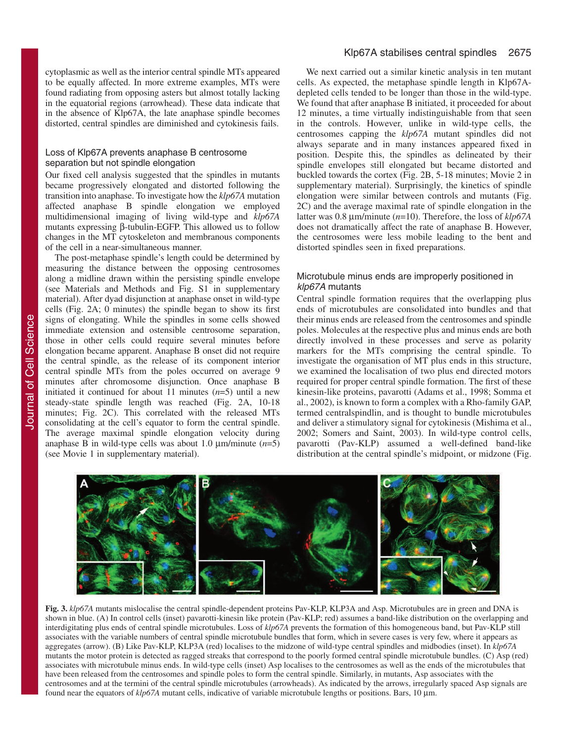cytoplasmic as well as the interior central spindle MTs appeared to be equally affected. In more extreme examples, MTs were found radiating from opposing asters but almost totally lacking in the equatorial regions (arrowhead). These data indicate that in the absence of Klp67A, the late anaphase spindle becomes distorted, central spindles are diminished and cytokinesis fails.

### Loss of Klp67A prevents anaphase B centrosome separation but not spindle elongation

Our fixed cell analysis suggested that the spindles in mutants became progressively elongated and distorted following the transition into anaphase. To investigate how the *klp67A* mutation affected anaphase B spindle elongation we employed multidimensional imaging of living wild-type and *klp67A* mutants expressing β-tubulin-EGFP. This allowed us to follow changes in the MT cytoskeleton and membranous components of the cell in a near-simultaneous manner.

The post-metaphase spindle's length could be determined by measuring the distance between the opposing centrosomes along a midline drawn within the persisting spindle envelope (see Materials and Methods and Fig. S1 in supplementary material). After dyad disjunction at anaphase onset in wild-type cells (Fig. 2A; 0 minutes) the spindle began to show its first signs of elongating. While the spindles in some cells showed immediate extension and ostensible centrosome separation, those in other cells could require several minutes before elongation became apparent. Anaphase B onset did not require the central spindle, as the release of its component interior central spindle MTs from the poles occurred on average 9 minutes after chromosome disjunction. Once anaphase B initiated it continued for about 11 minutes ($n$=5) until a new steady-state spindle length was reached (Fig. 2A, 10-18 minutes; Fig. 2C). This correlated with the released MTs consolidating at the cell's equator to form the central spindle. The average maximal spindle elongation velocity during anaphase B in wild-type cells was about 1.0 μm/minute ($n$=5) (see Movie 1 in supplementary material).

We next carried out a similar kinetic analysis in ten mutant cells. As expected, the metaphase spindle length in Klp67A-depleted cells tended to be longer than those in the wild-type. We found that after anaphase B initiated, it proceeded for about 12 minutes, a time virtually indistinguishable from that seen in the controls. However, unlike in wild-type cells, the centrosomes capping the *klp67A* mutant spindles did not always separate and in many instances appeared fixed in position. Despite this, the spindles as delineated by their spindle envelopes still elongated but became distorted and buckled towards the cortex (Fig. 2B, 5-18 minutes; Movie 2 in supplementary material). Surprisingly, the kinetics of spindle elongation were similar between controls and mutants (Fig. 2C) and the average maximal rate of spindle elongation in the latter was 0.8 μm/minute ($n$=10). Therefore, the loss of *klp67A* does not dramatically affect the rate of anaphase B. However, the centrosomes were less mobile leading to the bent and distorted spindles seen in fixed preparations.

### Microtubule minus ends are improperly positioned in *klp67A* mutants

Central spindle formation requires that the overlapping plus ends of microtubules are consolidated into bundles and that their minus ends are released from the centrosomes and spindle poles. Molecules at the respective plus and minus ends are both directly involved in these processes and serve as polarity markers for the MTs comprising the central spindle. To investigate the organisation of MT plus ends in this structure, we examined the localisation of two plus end directed motors required for proper central spindle formation. The first of these kinesin-like proteins, pavarotti (Adams et al., 1998; Somma et al., 2002), is known to form a complex with a Rho-family GAP, termed centralspindlin, and is thought to bundle microtubules and deliver a stimulatory signal for cytokinesis (Mishima et al., 2002; Somers and Saint, 2003). In wild-type control cells, pavarotti (Pav-KLP) assumed a well-defined band-like distribution at the central spindle's midpoint, or midzone (Fig.

**Fig. 3.** *klp67A* mutants mislocalise the central spindle-dependent proteins Pav-KLP, KLP3A and Asp. Microtubules are in green and DNA is shown in blue. (A) In control cells (inset) pavarotti-kinesin like protein (Pav-KLP; red) assumes a band-like distribution on the overlapping and interdigitating plus ends of central spindle microtubules. Loss of *klp67A* prevents the formation of this homogeneous band, but Pav-KLP still associates with the variable numbers of central spindle microtubule bundles that form, which in severe cases is very few, where it appears as aggregates (arrow). (B) Like Pav-KLP, KLP3A (red) localises to the midzone of wild-type central spindles and midbodies (inset). In *klp67A* mutants the motor protein is detected as ragged streaks that correspond to the poorly formed central spindle microtubule bundles. (C) Asp (red) associates with microtubule minus ends. In wild-type cells (inset) Asp localises to the centrosomes as well as the ends of the microtubules that have been released from the centrosomes and spindle poles to form the central spindle. Similarly, in mutants, Asp associates with the centrosomes and at the termini of the central spindle microtubules (arrowheads). As indicated by the arrows, irregularly spaced Asp signals are found near the equators of *klp67A* mutant cells, indicative of variable microtubule lengths or positions. Bars, 10 μm.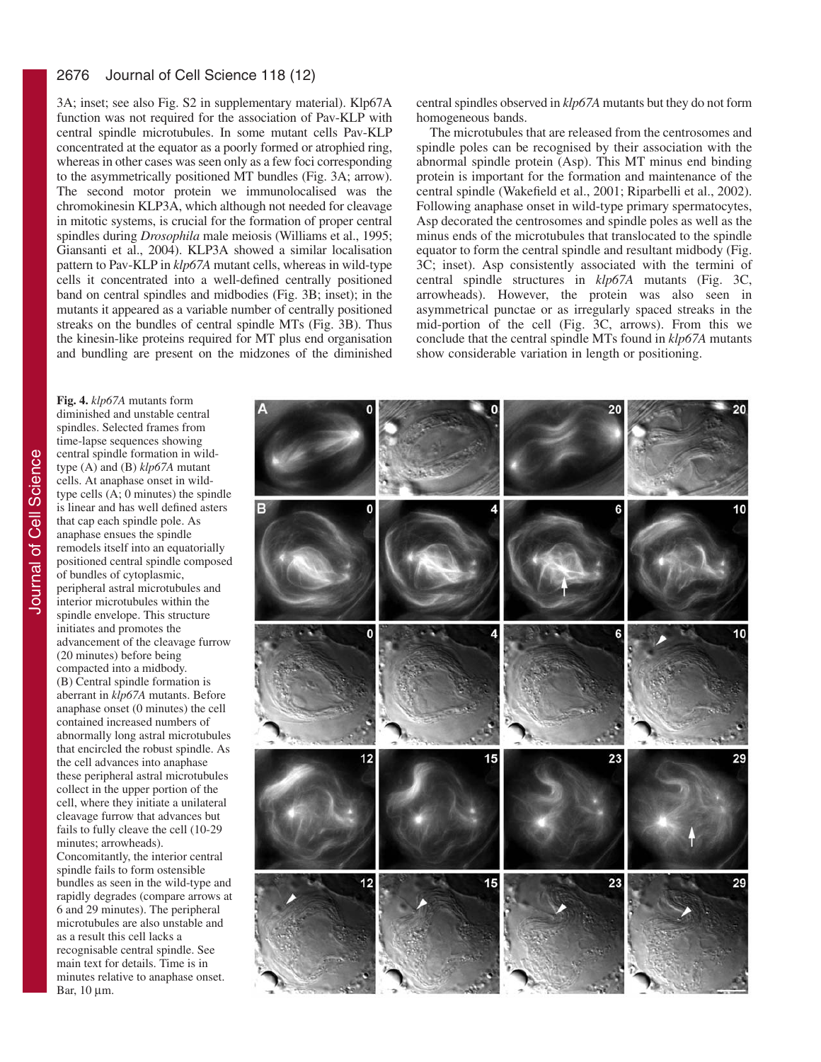3A; inset; see also Fig. S2 in supplementary material). Klp67A function was not required for the association of Pav-KLP with central spindle microtubules. In some mutant cells Pav-KLP concentrated at the equator as a poorly formed or atrophied ring, whereas in other cases was seen only as a few foci corresponding to the asymmetrically positioned MT bundles (Fig. 3A; arrow). The second motor protein we immunolocalised was the chromokinesin KLP3A, which although not needed for cleavage in mitotic systems, is crucial for the formation of proper central spindles during *Drosophila* male meiosis (Williams et al., 1995; Giansanti et al., 2004). KLP3A showed a similar localisation pattern to Pav-KLP in *klp67A* mutant cells, whereas in wild-type cells it concentrated into a well-defined centrally positioned band on central spindles and midbodies (Fig. 3B; inset); in the mutants it appeared as a variable number of centrally positioned streaks on the bundles of central spindle MTs (Fig. 3B). Thus the kinesin-like proteins required for MT plus end organisation and bundling are present on the midzones of the diminished central spindles observed in *klp67A* mutants but they do not form homogeneous bands.

The microtubules that are released from the centrosomes and spindle poles can be recognised by their association with the abnormal spindle protein (Asp). This MT minus end binding protein is important for the formation and maintenance of the central spindle (Wakefield et al., 2001; Riparbelli et al., 2002). Following anaphase onset in wild-type primary spermatocytes, Asp decorated the centrosomes and spindle poles as well as the minus ends of the microtubules that translocated to the spindle equator to form the central spindle and resultant midbody (Fig. 3C; inset). Asp consistently associated with the termini of central spindle structures in *klp67A* mutants (Fig. 3C, arrowheads). However, the protein was also seen in asymmetrical punctae or as irregularly spaced streaks in the mid-portion of the cell (Fig. 3C, arrows). From this we conclude that the central spindle MTs found in *klp67A* mutants show considerable variation in length or positioning.

**Fig. 4.** *klp67A* mutants form diminished and unstable central spindles. Selected frames from time-lapse sequences showing central spindle formation in wild-type (A) and (B) *klp67A* mutant cells. At anaphase onset in wild-type cells (A; 0 minutes) the spindle is linear and has well defined asters that cap each spindle pole. As anaphase ensues the spindle remodels itself into an equatorially positioned central spindle composed of bundles of cytoplasmic, peripheral astral microtubules and interior microtubules within the spindle envelope. This structure initiates and promotes the advancement of the cleavage furrow (20 minutes) before being compacted into a midbody. (B) Central spindle formation is aberrant in *klp67A* mutants. Before anaphase onset (0 minutes) the cell contained increased numbers of abnormally long astral microtubules that encircled the robust spindle. As the cell advances into anaphase these peripheral astral microtubules collect in the upper portion of the cell, where they initiate a unilateral cleavage furrow that advances but fails to fully cleave the cell (10-29 minutes; arrowheads). Concomitantly, the interior central spindle fails to form ostensible bundles as seen in the wild-type and rapidly degrades (compare arrows at 6 and 29 minutes). The peripheral microtubules are also unstable and as a result this cell lacks a recognisable central spindle. See main text for details. Time is in minutes relative to anaphase onset. Bar, 10 μm.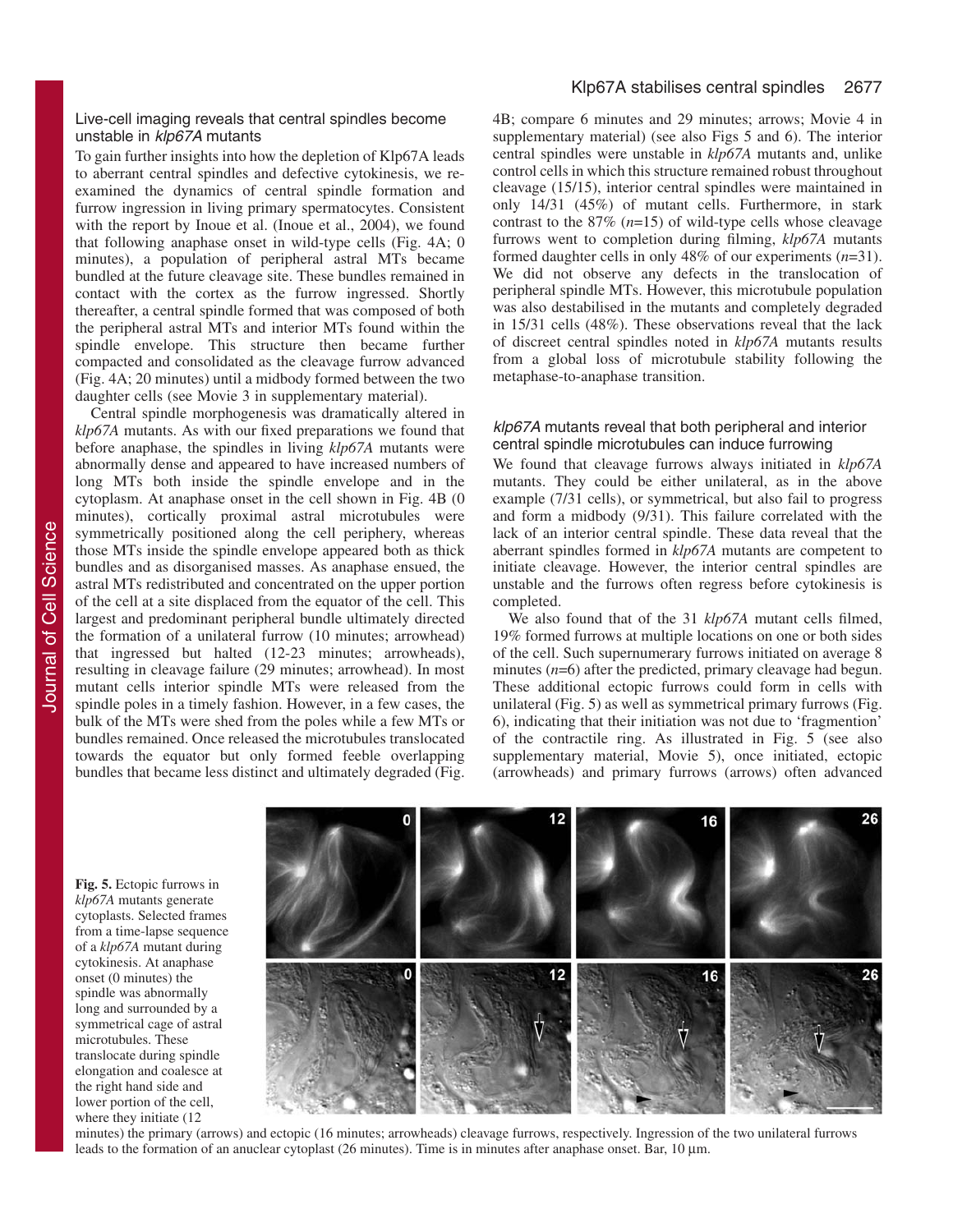### Live-cell imaging reveals that central spindles become unstable in *klp67A* mutants

To gain further insights into how the depletion of Klp67A leads to aberrant central spindles and defective cytokinesis, we re-examined the dynamics of central spindle formation and furrow ingression in living primary spermatocytes. Consistent with the report by Inoue et al. (Inoue et al., 2004), we found that following anaphase onset in wild-type cells (Fig. 4A; 0 minutes), a population of peripheral astral MTs became bundled at the future cleavage site. These bundles remained in contact with the cortex as the furrow ingressed. Shortly thereafter, a central spindle formed that was composed of both the peripheral astral MTs and interior MTs found within the spindle envelope. This structure then became further compacted and consolidated as the cleavage furrow advanced (Fig. 4A; 20 minutes) until a midbody formed between the two daughter cells (see Movie 3 in supplementary material).

Central spindle morphogenesis was dramatically altered in *klp67A* mutants. As with our fixed preparations we found that before anaphase, the spindles in living *klp67A* mutants were abnormally dense and appeared to have increased numbers of long MTs both inside the spindle envelope and in the cytoplasm. At anaphase onset in the cell shown in Fig. 4B (0 minutes), cortically proximal astral microtubules were symmetrically positioned along the cell periphery, whereas those MTs inside the spindle envelope appeared both as thick bundles and as disorganised masses. As anaphase ensued, the astral MTs redistributed and concentrated on the upper portion of the cell at a site displaced from the equator of the cell. This largest and predominant peripheral bundle ultimately directed the formation of a unilateral furrow (10 minutes; arrowhead) that ingressed but halted (12-23 minutes; arrowheads), resulting in cleavage failure (29 minutes; arrowhead). In most mutant cells interior spindle MTs were released from the spindle poles in a timely fashion. However, in a few cases, the bulk of the MTs were shed from the poles while a few MTs or bundles remained. Once released the microtubules translocated towards the equator but only formed feeble overlapping bundles that became less distinct and ultimately degraded (Fig. 4B; compare 6 minutes and 29 minutes; arrows; Movie 4 in supplementary material) (see also Figs 5 and 6). The interior central spindles were unstable in *klp67A* mutants and, unlike control cells in which this structure remained robust throughout cleavage (15/15), interior central spindles were maintained in only 14/31 (45%) of mutant cells. Furthermore, in stark contrast to the 87% ($n$=15) of wild-type cells whose cleavage furrows went to completion during filming, *klp67A* mutants formed daughter cells in only 48% of our experiments ($n$=31). We did not observe any defects in the translocation of peripheral spindle MTs. However, this microtubule population was also destabilised in the mutants and completely degraded in 15/31 cells (48%). These observations reveal that the lack of discreet central spindles noted in *klp67A* mutants results from a global loss of microtubule stability following the metaphase-to-anaphase transition.

### *klp67A* mutants reveal that both peripheral and interior central spindle microtubules can induce furrowing

We found that cleavage furrows always initiated in *klp67A* mutants. They could be either unilateral, as in the above example (7/31 cells), or symmetrical, but also fail to progress and form a midbody (9/31). This failure correlated with the lack of an interior central spindle. These data reveal that the aberrant spindles formed in *klp67A* mutants are competent to initiate cleavage. However, the interior central spindles are unstable and the furrows often regress before cytokinesis is completed.

We also found that of the 31 *klp67A* mutant cells filmed, 19% formed furrows at multiple locations on one or both sides of the cell. Such supernumerary furrows initiated on average 8 minutes ($n$=6) after the predicted, primary cleavage had begun. These additional ectopic furrows could form in cells with unilateral (Fig. 5) as well as symmetrical primary furrows (Fig. 6), indicating that their initiation was not due to 'fragmention' of the contractile ring. As illustrated in Fig. 5 (see also supplementary material, Movie 5), once initiated, ectopic (arrowheads) and primary furrows (arrows) often advanced

**Fig. 5.** Ectopic furrows in *klp67A* mutants generate cytoplasts. Selected frames from a time-lapse sequence of a *klp67A* mutant during cytokinesis. At anaphase onset (0 minutes) the spindle was abnormally long and surrounded by a symmetrical cage of astral microtubules. These translocate during spindle elongation and coalesce at the right hand side and lower portion of the cell, where they initiate (12 minutes) the primary (arrows) and ectopic (16 minutes; arrowheads) cleavage furrows, respectively. Ingression of the two unilateral furrows leads to the formation of an anuclear cytoplast (26 minutes). Time is in minutes after anaphase onset. Bar, 10 μm.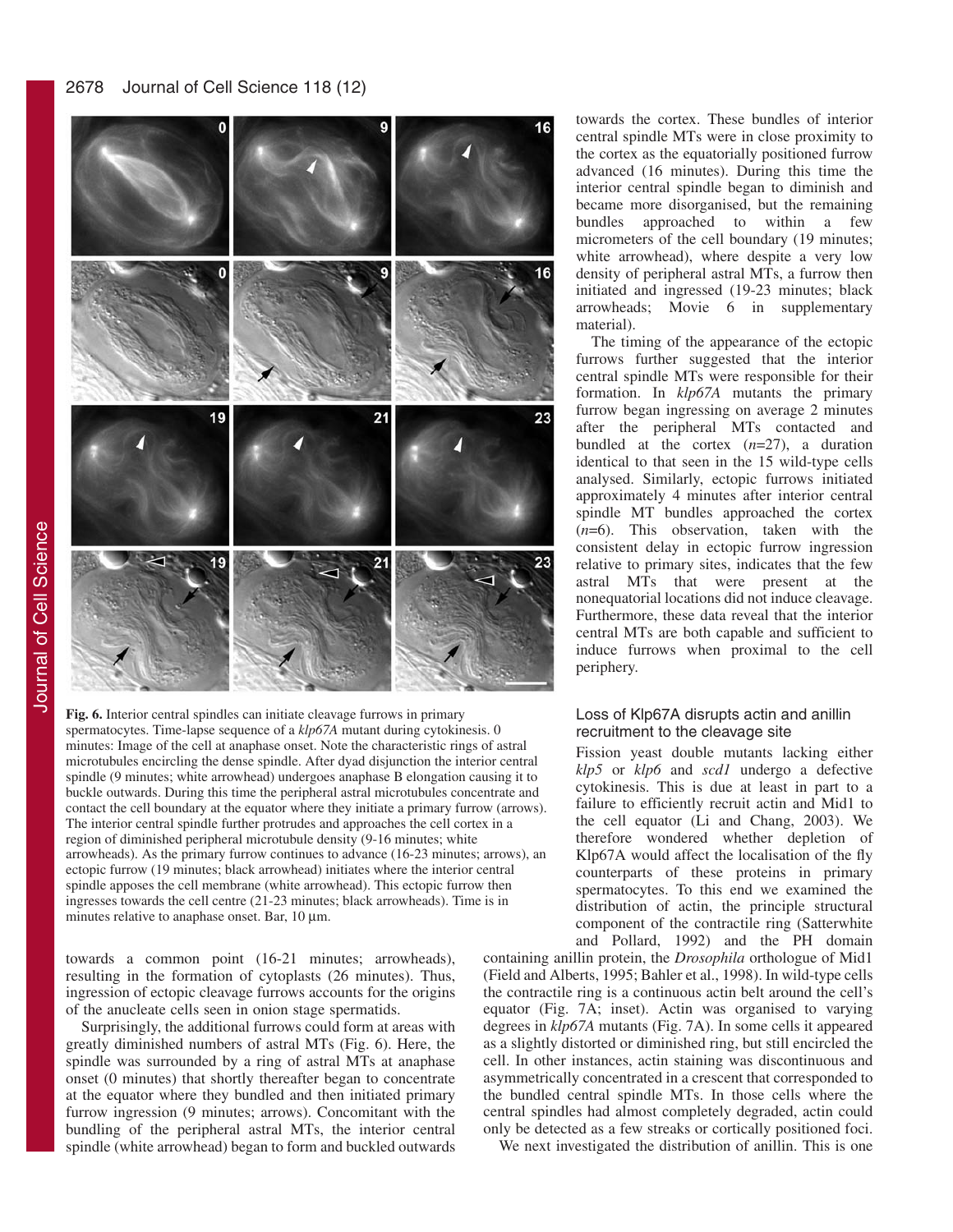**Fig. 6.** Interior central spindles can initiate cleavage furrows in primary spermatocytes. Time-lapse sequence of a *klp67A* mutant during cytokinesis. 0 minutes: Image of the cell at anaphase onset. Note the characteristic rings of astral microtubules encircling the dense spindle. After dyad disjunction the interior central spindle (9 minutes; white arrowhead) undergoes anaphase B elongation causing it to buckle outwards. During this time the peripheral astral microtubules concentrate and contact the cell boundary at the equator where they initiate a primary furrow (arrows). The interior central spindle further protrudes and approaches the cell cortex in a region of diminished peripheral microtubule density (9-16 minutes; white arrowheads). As the primary furrow continues to advance (16-23 minutes; arrows), an ectopic furrow (19 minutes; black arrowhead) initiates where the interior central spindle apposes the cell membrane (white arrowhead). This ectopic furrow then ingresses towards the cell centre (21-23 minutes; black arrowheads). Time is in minutes relative to anaphase onset. Bar, 10 μm.

towards a common point (16-21 minutes; arrowheads), resulting in the formation of cytoplasts (26 minutes). Thus, ingression of ectopic cleavage furrows accounts for the origins of the anucleate cells seen in onion stage spermatids.

Surprisingly, the additional furrows could form at areas with greatly diminished numbers of astral MTs (Fig. 6). Here, the spindle was surrounded by a ring of astral MTs at anaphase onset (0 minutes) that shortly thereafter began to concentrate at the equator where they bundled and then initiated primary furrow ingression (9 minutes; arrows). Concomitant with the bundling of the peripheral astral MTs, the interior central spindle (white arrowhead) began to form and buckled outwards towards the cortex. These bundles of interior central spindle MTs were in close proximity to the cortex as the equatorially positioned furrow advanced (16 minutes). During this time the interior central spindle began to diminish and became more disorganised, but the remaining bundles approached to within a few micrometers of the cell boundary (19 minutes; white arrowhead), where despite a very low density of peripheral astral MTs, a furrow then initiated and ingressed (19-23 minutes; black arrowheads; Movie 6 in supplementary material).

The timing of the appearance of the ectopic furrows further suggested that the interior central spindle MTs were responsible for their formation. In *klp67A* mutants the primary furrow began ingressing on average 2 minutes after the peripheral MTs contacted and bundled at the cortex ($n$=27), a duration identical to that seen in the 15 wild-type cells analysed. Similarly, ectopic furrows initiated approximately 4 minutes after interior central spindle MT bundles approached the cortex ($n$=6). This observation, taken with the consistent delay in ectopic furrow ingression relative to primary sites, indicates that the few astral MTs that were present at the nonequatorial locations did not induce cleavage. Furthermore, these data reveal that the interior central MTs are both capable and sufficient to induce furrows when proximal to the cell periphery.

### Loss of Klp67A disrupts actin and anillin recruitment to the cleavage site

Fission yeast double mutants lacking either *klp5* or *klp6* and *scd1* undergo a defective cytokinesis. This is due at least in part to a failure to efficiently recruit actin and Mid1 to the cell equator (Li and Chang, 2003). We therefore wondered whether depletion of Klp67A would affect the localisation of the fly counterparts of these proteins in primary spermatocytes. To this end we examined the distribution of actin, the principle structural component of the contractile ring (Satterwhite and Pollard, 1992) and the PH domain containing anillin protein, the *Drosophila* orthologue of Mid1 (Field and Alberts, 1995; Bahler et al., 1998). In wild-type cells the contractile ring is a continuous actin belt around the cell's equator (Fig. 7A; inset). Actin was organised to varying degrees in *klp67A* mutants (Fig. 7A). In some cells it appeared as a slightly distorted or diminished ring, but still encircled the cell. In other instances, actin staining was discontinuous and asymmetrically concentrated in a crescent that corresponded to the bundled central spindle MTs. In those cells where the central spindles had almost completely degraded, actin could only be detected as a few streaks or cortically positioned foci.

We next investigated the distribution of anillin. This is one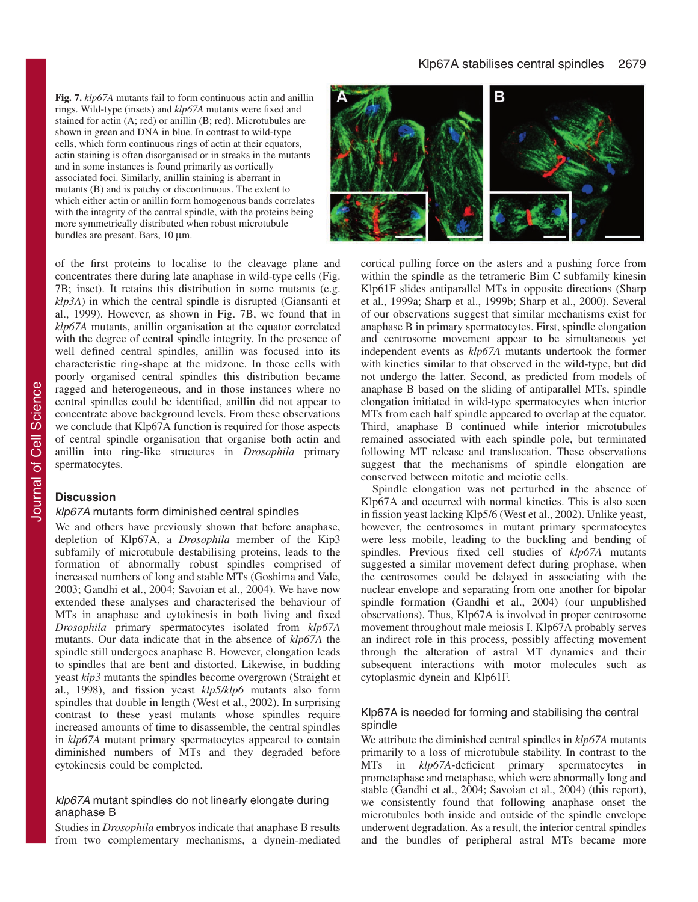**Fig. 7.** *klp67A* mutants fail to form continuous actin and anillin rings. Wild-type (insets) and *klp67A* mutants were fixed and stained for actin (A; red) or anillin (B; red). Microtubules are shown in green and DNA in blue. In contrast to wild-type cells, which form continuous rings of actin at their equators, actin staining is often disorganised or in streaks in the mutants and in some instances is found primarily as cortically associated foci. Similarly, anillin staining is aberrant in mutants (B) and is patchy or discontinuous. The extent to which either actin or anillin form homogenous bands correlates with the integrity of the central spindle, with the proteins being more symmetrically distributed when robust microtubule bundles are present. Bars, 10 μm.

of the first proteins to localise to the cleavage plane and concentrates there during late anaphase in wild-type cells (Fig. 7B; inset). It retains this distribution in some mutants (e.g. *klp3A*) in which the central spindle is disrupted (Giansanti et al., 1999). However, as shown in Fig. 7B, we found that in *klp67A* mutants, anillin organisation at the equator correlated with the degree of central spindle integrity. In the presence of well defined central spindles, anillin was focused into its characteristic ring-shape at the midzone. In those cells with poorly organised central spindles this distribution became ragged and heterogeneous, and in those instances where no central spindles could be identified, anillin did not appear to concentrate above background levels. From these observations we conclude that Klp67A is required for those aspects of central spindle organisation that organise both actin and anillin into ring-like structures in *Drosophila* primary spermatocytes.

## Discussion

### *klp67A* mutants form diminished central spindles

We and others have previously shown that before anaphase, depletion of Klp67A, a *Drosophila* member of the Kip3 subfamily of microtubule destabilising proteins, leads to the formation of abnormally robust spindles comprised of increased numbers of long and stable MTs (Goshima and Vale, 2003; Gandhi et al., 2004; Savoian et al., 2004). We have now extended these analyses and characterised the behaviour of MTs in anaphase and cytokinesis in both living and fixed *Drosophila* primary spermatocytes isolated from *klp67A* mutants. Our data indicate that in the absence of *klp67A* the spindle still undergoes anaphase B. However, elongation leads to spindles that are bent and distorted. Likewise, in budding yeast *kip3* mutants the spindles become overgrown (Straight et al., 1998), and fission yeast *klp5/klp6* mutants also form spindles that double in length (West et al., 2002). In surprising contrast to these yeast mutants whose spindles require increased amounts of time to disassemble, the central spindles in *klp67A* mutant primary spermatocytes appeared to contain diminished numbers of MTs and they degraded before cytokinesis could be completed.

### *klp67A* mutant spindles do not linearly elongate during anaphase B

Studies in *Drosophila* embryos indicate that anaphase B results from two complementary mechanisms, a dynein-mediated cortical pulling force on the asters and a pushing force from within the spindle as the tetrameric Bim C subfamily kinesin Klp61F slides antiparallel MTs in opposite directions (Sharp et al., 1999a; Sharp et al., 1999b; Sharp et al., 2000). Several of our observations suggest that similar mechanisms exist for anaphase B in primary spermatocytes. First, spindle elongation and centrosome movement appear to be simultaneous yet independent events as *klp67A* mutants undertook the former with kinetics similar to that observed in the wild-type, but did not undergo the latter. Second, as predicted from models of anaphase B based on the sliding of antiparallel MTs, spindle elongation initiated in wild-type spermatocytes when interior MTs from each half spindle appeared to overlap at the equator. Third, anaphase B continued while interior microtubules remained associated with each spindle pole, but terminated following MT release and translocation. These observations suggest that the mechanisms of spindle elongation are conserved between mitotic and meiotic cells.

Spindle elongation was not perturbed in the absence of Klp67A and occurred with normal kinetics. This is also seen in fission yeast lacking Klp5/6 (West et al., 2002). Unlike yeast, however, the centrosomes in mutant primary spermatocytes were less mobile, leading to the buckling and bending of spindles. Previous fixed cell studies of *klp67A* mutants suggested a similar movement defect during prophase, when the centrosomes could be delayed in associating with the nuclear envelope and separating from one another for bipolar spindle formation (Gandhi et al., 2004) (our unpublished observations). Thus, Klp67A is involved in proper centrosome movement throughout male meiosis I. Klp67A probably serves an indirect role in this process, possibly affecting movement through the alteration of astral MT dynamics and their subsequent interactions with motor molecules such as cytoplasmic dynein and Klp61F.

### Klp67A is needed for forming and stabilising the central spindle

We attribute the diminished central spindles in *klp67A* mutants primarily to a loss of microtubule stability. In contrast to the MTs in *klp67A*-deficient primary spermatocytes in prometaphase and metaphase, which were abnormally long and stable (Gandhi et al., 2004; Savoian et al., 2004) (this report), we consistently found that following anaphase onset the microtubules both inside and outside of the spindle envelope underwent degradation. As a result, the interior central spindles and the bundles of peripheral astral MTs became more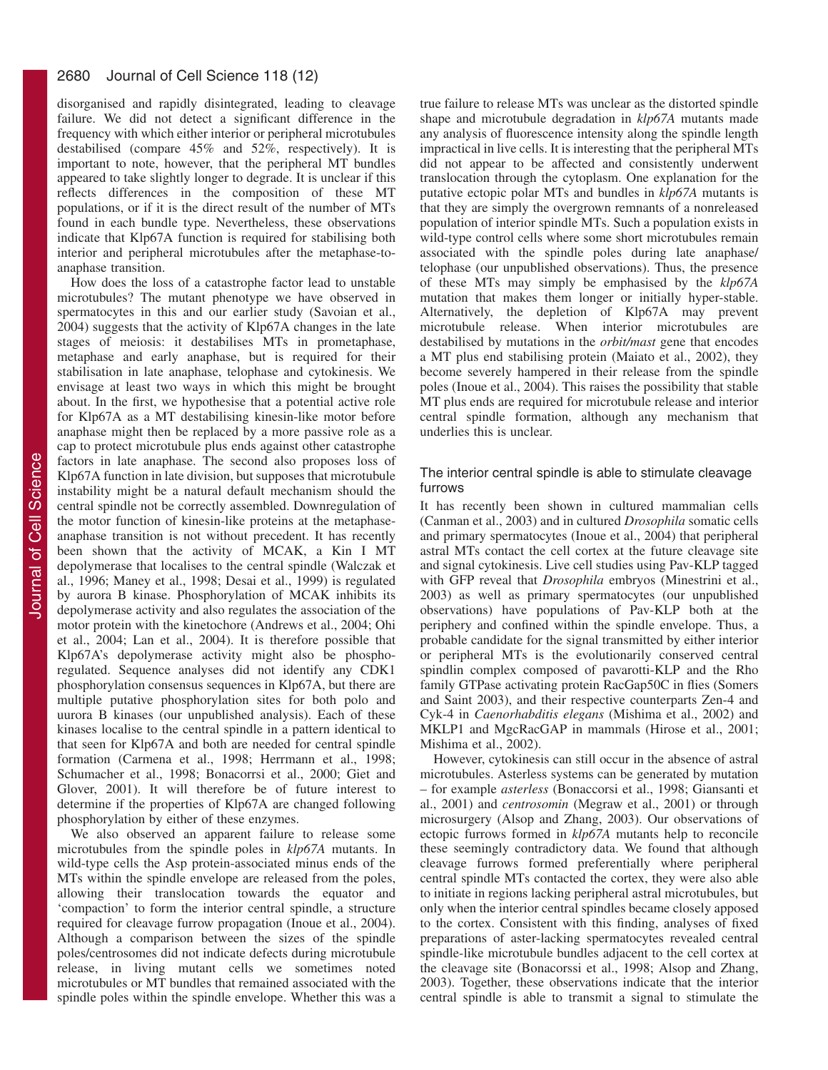disorganised and rapidly disintegrated, leading to cleavage failure. We did not detect a significant difference in the frequency with which either interior or peripheral microtubules destabilised (compare 45% and 52%, respectively). It is important to note, however, that the peripheral MT bundles appeared to take slightly longer to degrade. It is unclear if this reflects differences in the composition of these MT populations, or if it is the direct result of the number of MTs found in each bundle type. Nevertheless, these observations indicate that Klp67A function is required for stabilising both interior and peripheral microtubules after the metaphase-to-anaphase transition.

How does the loss of a catastrophe factor lead to unstable microtubules? The mutant phenotype we have observed in spermatocytes in this and our earlier study (Savoian et al., 2004) suggests that the activity of Klp67A changes in the late stages of meiosis: it destabilises MTs in prometaphase, metaphase and early anaphase, but is required for their stabilisation in late anaphase, telophase and cytokinesis. We envisage at least two ways in which this might be brought about. In the first, we hypothesise that a potential active role for Klp67A as a MT destabilising kinesin-like motor before anaphase might then be replaced by a more passive role as a cap to protect microtubule plus ends against other catastrophe factors in late anaphase. The second also proposes loss of Klp67A function in late division, but supposes that microtubule instability might be a natural default mechanism should the central spindle not be correctly assembled. Downregulation of the motor function of kinesin-like proteins at the metaphase-anaphase transition is not without precedent. It has recently been shown that the activity of MCAK, a Kin I MT depolymerase that localises to the central spindle (Walczak et al., 1996; Maney et al., 1998; Desai et al., 1999) is regulated by aurora B kinase. Phosphorylation of MCAK inhibits its depolymerase activity and also regulates the association of the motor protein with the kinetochore (Andrews et al., 2004; Ohi et al., 2004; Lan et al., 2004). It is therefore possible that Klp67A's depolymerase activity might also be phosphoregulated. Sequence analyses did not identify any CDK1 phosphorylation consensus sequences in Klp67A, but there are multiple putative phosphorylation sites for both polo and uurora B kinases (our unpublished analysis). Each of these kinases localise to the central spindle in a pattern identical to that seen for Klp67A and both are needed for central spindle formation (Carmena et al., 1998; Herrmann et al., 1998; Schumacher et al., 1998; Bonacorrsi et al., 2000; Giet and Glover, 2001). It will therefore be of future interest to determine if the properties of Klp67A are changed following phosphorylation by either of these enzymes.

We also observed an apparent failure to release some microtubules from the spindle poles in *klp67A* mutants. In wild-type cells the Asp protein-associated minus ends of the MTs within the spindle envelope are released from the poles, allowing their translocation towards the equator and 'compaction' to form the interior central spindle, a structure required for cleavage furrow propagation (Inoue et al., 2004). Although a comparison between the sizes of the spindle poles/centrosomes did not indicate defects during microtubule release, in living mutant cells we sometimes noted microtubules or MT bundles that remained associated with the spindle poles within the spindle envelope. Whether this was a true failure to release MTs was unclear as the distorted spindle shape and microtubule degradation in *klp67A* mutants made any analysis of fluorescence intensity along the spindle length impractical in live cells. It is interesting that the peripheral MTs did not appear to be affected and consistently underwent translocation through the cytoplasm. One explanation for the putative ectopic polar MTs and bundles in *klp67A* mutants is that they are simply the overgrown remnants of a nonreleased population of interior spindle MTs. Such a population exists in wild-type control cells where some short microtubules remain associated with the spindle poles during late anaphase/telophase (our unpublished observations). Thus, the presence of these MTs may simply be emphasised by the *klp67A* mutation that makes them longer or initially hyper-stable. Alternatively, the depletion of Klp67A may prevent microtubule release. When interior microtubules are destabilised by mutations in the *orbit/mast* gene that encodes a MT plus end stabilising protein (Maiato et al., 2002), they become severely hampered in their release from the spindle poles (Inoue et al., 2004). This raises the possibility that stable MT plus ends are required for microtubule release and interior central spindle formation, although any mechanism that underlies this is unclear.

### The interior central spindle is able to stimulate cleavage furrows

It has recently been shown in cultured mammalian cells (Canman et al., 2003) and in cultured *Drosophila* somatic cells and primary spermatocytes (Inoue et al., 2004) that peripheral astral MTs contact the cell cortex at the future cleavage site and signal cytokinesis. Live cell studies using Pav-KLP tagged with GFP reveal that *Drosophila* embryos (Minestrini et al., 2003) as well as primary spermatocytes (our unpublished observations) have populations of Pav-KLP both at the periphery and confined within the spindle envelope. Thus, a probable candidate for the signal transmitted by either interior or peripheral MTs is the evolutionarily conserved central spindlin complex composed of pavarotti-KLP and the Rho family GTPase activating protein RacGap50C in flies (Somers and Saint 2003), and their respective counterparts Zen-4 and Cyk-4 in *Caenorhabditis elegans* (Mishima et al., 2002) and MKLP1 and MgcRacGAP in mammals (Hirose et al., 2001; Mishima et al., 2002).

However, cytokinesis can still occur in the absence of astral microtubules. Asterless systems can be generated by mutation – for example *asterless* (Bonaccorsi et al., 1998; Giansanti et al., 2001) and *centrosomin* (Megraw et al., 2001) or through microsurgery (Alsop and Zhang, 2003). Our observations of ectopic furrows formed in *klp67A* mutants help to reconcile these seemingly contradictory data. We found that although cleavage furrows formed preferentially where peripheral central spindle MTs contacted the cortex, they were also able to initiate in regions lacking peripheral astral microtubules, but only when the interior central spindles became closely apposed to the cortex. Consistent with this finding, analyses of fixed preparations of aster-lacking spermatocytes revealed central spindle-like microtubule bundles adjacent to the cell cortex at the cleavage site (Bonacorssi et al., 1998; Alsop and Zhang, 2003). Together, these observations indicate that the interior central spindle is able to transmit a signal to stimulate the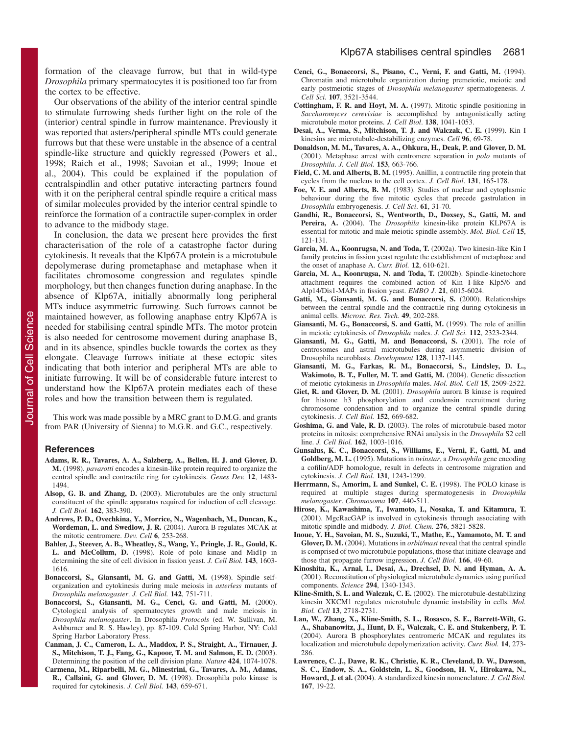formation of the cleavage furrow, but that in wild-type *Drosophila* primary spermatocytes it is positioned too far from the cortex to be effective.

Our observations of the ability of the interior central spindle to stimulate furrowing sheds further light on the role of the (interior) central spindle in furrow maintenance. Previously it was reported that asters/peripheral spindle MTs could generate furrows but that these were unstable in the absence of a central spindle-like structure and quickly regressed (Powers et al., 1998; Raich et al., 1998; Savoian et al., 1999; Inoue et al., 2004). This could be explained if the population of centralspindlin and other putative interacting partners found with it on the peripheral central spindle require a critical mass of similar molecules provided by the interior central spindle to reinforce the formation of a contractile super-complex in order to advance to the midbody stage.

In conclusion, the data we present here provides the first characterisation of the role of a catastrophe factor during cytokinesis. It reveals that the Klp67A protein is a microtubule depolymerase during prometaphase and metaphase when it facilitates chromosome congression and regulates spindle morphology, but then changes function during anaphase. In the absence of Klp67A, initially abnormally long peripheral MTs induce asymmetric furrowing. Such furrows cannot be maintained however, as following anaphase entry Klp67A is needed for stabilising central spindle MTs. The motor protein is also needed for centrosome movement during anaphase B, and in its absence, spindles buckle towards the cortex as they elongate. Cleavage furrows initiate at these ectopic sites indicating that both interior and peripheral MTs are able to initiate furrowing. It will be of considerable future interest to understand how the Klp67A protein mediates each of these roles and how the transition between them is regulated.

This work was made possible by a MRC grant to D.M.G. and grants from PAR (University of Sienna) to M.G.R. and G.C., respectively.

## References

**Adams, R. R., Tavares, A. A., Salzberg, A., Bellen, H. J. and Glover, D. M.** (1998). *pavarotti* encodes a kinesin-like protein required to organize the central spindle and contractile ring for cytokinesis. *Genes Dev.* **12**, 1483-1494.

**Alsop, G. B. and Zhang, D.** (2003). Microtubules are the only structural constituent of the spindle apparatus required for induction of cell cleavage. *J. Cell Biol.* **162**, 383-390.

**Andrews, P. D., Ovechkina, Y., Morrice, N., Wagenbach, M., Duncan, K., Wordeman, L. and Swedlow, J. R.** (2004). Aurora B regulates MCAK at the mitotic centromere. *Dev. Cell* **6**, 253-268.

**Bahler, J., Steever, A. B., Wheatley, S., Wang, Y., Pringle, J. R., Gould, K. L. and McCollum, D.** (1998). Role of polo kinase and Mid1p in determining the site of cell division in fission yeast. *J. Cell Biol.* **143**, 1603-1616.

**Bonaccorsi, S., Giansanti, M. G. and Gatti, M.** (1998). Spindle self-organization and cytokinesis during male meiosis in *asterless* mutants of *Drosophila melanogaster*. *J. Cell Biol.* **142**, 751-711.

**Bonaccorsi, S., Giansanti, M. G., Cenci, G. and Gatti, M.** (2000). Cytological analysis of spermatocytes growth and male meiosis in *Drosophila melanogaster*. In Drosophila *Protocols* (ed. W. Sullivan, M. Ashburner and R. S. Hawley), pp. 87-109. Cold Spring Harbor, NY: Cold Spring Harbor Laboratory Press.

**Canman, J. C., Cameron, L. A., Maddox, P. S., Straight, A., Tirnauer, J. S., Mitchison, T. J., Fang, G., Kapoor, T. M. and Salmon, E. D.** (2003). Determining the position of the cell division plane. *Nature* **424**, 1074-1078.

**Carmena, M., Riparbelli, M. G., Minestrini, G., Tavares, A. M., Adams, R., Callaini, G. and Glover, D. M.** (1998). Drosophila polo kinase is required for cytokinesis. *J. Cell Biol.* **143**, 659-671.

**Cenci, G., Bonaccorsi, S., Pisano, C., Verni, F. and Gatti, M.** (1994). Chromatin and microtubule organization during premeiotic, meiotic and early postmeiotic stages of *Drosophila melanogaster* spermatogenesis. *J. Cell Sci.* **107**, 3521-3544.

**Cottingham, F. R. and Hoyt, M. A.** (1997). Mitotic spindle positioning in *Saccharomyces cerevisiae* is accomplished by antagonistically acting microtubule motor proteins. *J. Cell Biol*. **138**, 1041-1053.

**Desai, A., Verma, S., Mitchison, T. J. and Walczak, C. E.** (1999). Kin I kinesins are microtubule-destabilizing enzymes. *Cell* **96**, 69-78.

**Donaldson, M. M., Tavares, A. A., Ohkura, H., Deak, P. and Glover, D. M.** (2001). Metaphase arrest with centromere separation in *polo* mutants of *Drosophila*. *J. Cell Biol.* **153**, 663-766.

**Field, C. M. and Alberts, B. M.** (1995). Anillin, a contractile ring protein that cycles from the nucleus to the cell cortex. *J. Cell Biol*. **131**, 165-178.

**Foe, V. E. and Alberts, B. M.** (1983). Studies of nuclear and cytoplasmic behaviour during the five mitotic cycles that precede gastrulation in *Drosophila* embryogenesis. *J. Cell Sci*. **61**, 31-70.

**Gandhi, R., Bonaccorsi, S., Wentworth, D., Doxsey, S., Gatti, M. and Pereira, A.** (2004). The *Drosophila* kinesin-like protein KLP67A is essential for mitotic and male meiotic spindle assembly. *Mol. Biol. Cell* **15**, 121-131.

**Garcia, M. A., Koonrugsa, N. and Toda, T.** (2002a). Two kinesin-like Kin I family proteins in fission yeast regulate the establishment of metaphase and the onset of anaphase A. *Curr. Biol.* **12**, 610-621.

**Garcia, M. A., Koonrugsa, N. and Toda, T.** (2002b). Spindle-kinetochore attachment requires the combined action of Kin I-like Klp5/6 and Alp14/Dis1-MAPs in fission yeast. *EMBO J.* **21**, 6015-6024.

**Gatti, M., Giansanti, M. G. and Bonaccorsi, S.** (2000). Relationships between the central spindle and the contractile ring during cytokinesis in animal cells. *Microsc. Res. Tech.* **49**, 202-288.

**Giansanti, M. G., Bonaccorsi, S. and Gatti, M.** (1999). The role of anillin in meiotic cytokinesis of *Drosophila* males. *J. Cell Sci.* **112**, 2323-2334.

**Giansanti, M. G., Gatti, M. and Bonaccorsi, S.** (2001). The role of centrosomes and astral microtubules during asymmetric division of Drosophila neuroblasts. *Development* **128**, 1137-1145.

**Giansanti, M. G., Farkas, R. M., Bonaccorsi, S., Lindsley, D. L., Wakimoto, B. T., Fuller, M. T. and Gatti, M.** (2004). Genetic dissection of meiotic cytokinesis in *Drosophila* males. *Mol. Biol. Cell* **15**, 2509-2522.

**Giet, R. and Glover, D. M.** (2001). *Drosophila* aurora B kinase is required for histone h3 phosphorylation and condensin recruitment during chromosome condensation and to organize the central spindle during cytokinesis. *J. Cell Biol.* **152**, 669-682.

**Goshima, G. and Vale, R. D.** (2003). The roles of microtubule-based motor proteins in mitosis: comprehensive RNAi analysis in the *Drosophila* S2 cell line. *J. Cell Biol.* **162**, 1003-1016.

**Gunsalus, K. C., Bonaccorsi, S., Williams, E., Verni, F., Gatti, M. and Goldberg, M. L.** (1995). Mutations in *twinstar*, a *Drosophila* gene encoding a cofilin/ADF homologue, result in defects in centrosome migration and cytokinesis. *J. Cell Biol.* **131**, 1243-1299.

**Herrmann, S., Amorim, I. and Sunkel, C. E.** (1998). The POLO kinase is required at multiple stages during spermatogenesis in *Drosophila melanogaster*. *Chromosoma* **107**, 440-511.

**Hirose, K., Kawashima, T., Iwamoto, I., Nosaka, T. and Kitamura, T.** (2001). MgcRacGAP is involved in cytokinesis through associating with mitotic spindle and midbody. *J. Biol. Chem.* **276**, 5821-5828.

**Inoue, Y. H., Savoian, M. S., Suzuki, T., Mathe, E., Yamamoto, M. T. and Glover, D. M.** (2004). Mutations in *orbit/mast* reveal that the central spindle is comprised of two microtubule populations, those that initiate cleavage and those that propagate furrow ingression. *J. Cell Biol.* **166**, 49-60.

**Kinoshita, K., Arnal, I., Desai, A., Drechsel, D. N. and Hyman, A. A.** (2001). Reconstitution of physiological microtubule dynamics using purified components. *Science* **294**, 1340-1343.

**Kline-Smith, S. L. and Walczak, C. E.** (2002). The microtubule-destabilizing kinesin XKCM1 regulates microtubule dynamic instability in cells. *Mol. Biol. Cell* **13**, 2718-2731.

**Lan, W., Zhang, X., Kline-Smith, S. L., Rosasco, S. E., Barrett-Wilt, G. A., Shabanowitz, J., Hunt, D. F., Walczak, C. E. and Stukenberg, P. T.** (2004). Aurora B phosphorylates centromeric MCAK and regulates its localization and microtubule depolymerization activity. *Curr. Biol.* **14**, 273-286.

**Lawrence, C. J., Dawe, R. K., Christie, K. R., Cleveland, D. W., Dawson, S. C., Endow, S. A., Goldstein, L. S., Goodson, H. V., Hirokawa, N., Howard, J. et al.** (2004). A standardized kinesin nomenclature. *J. Cell Biol.* **167**, 19-22.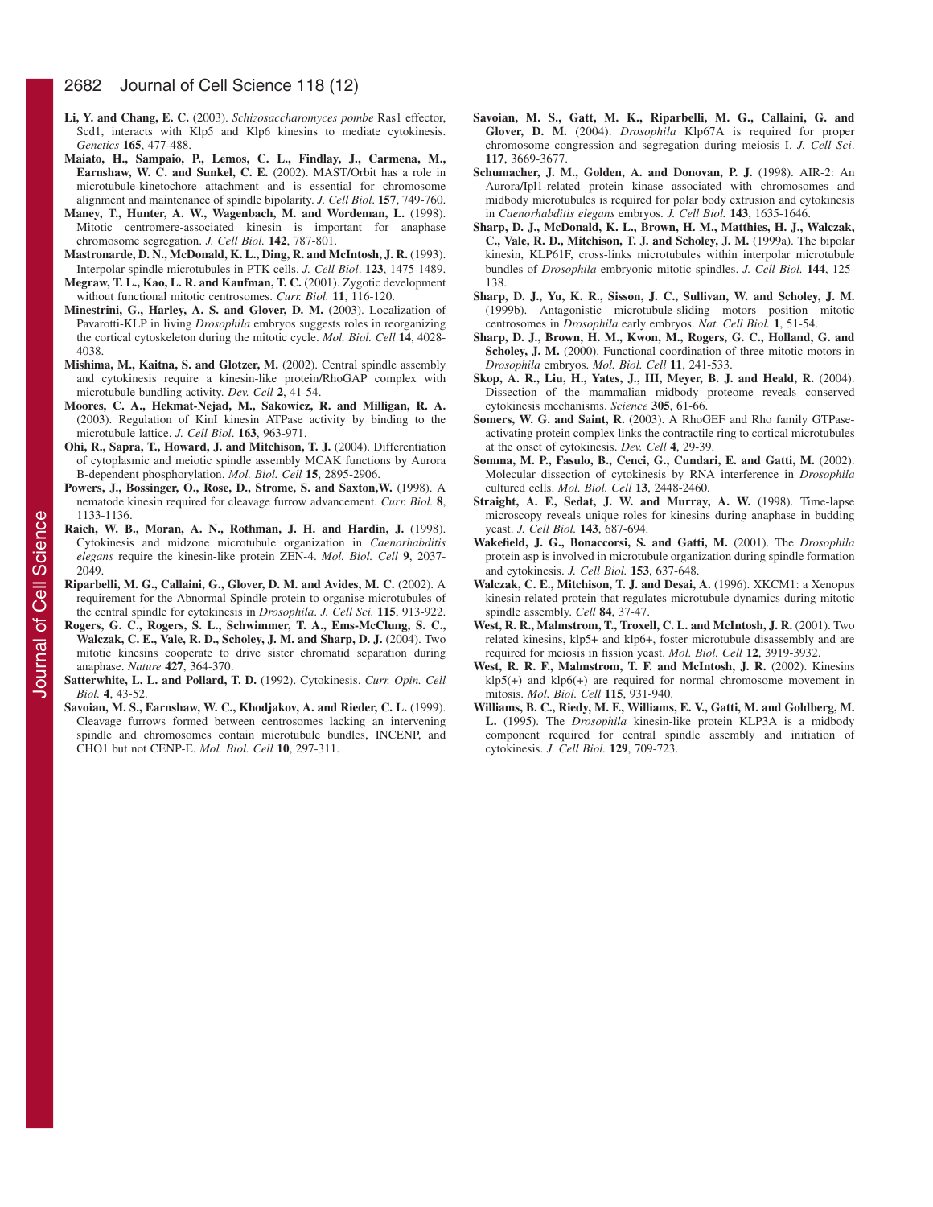**Li, Y. and Chang, E. C.** (2003). *Schizosaccharomyces pombe* Ras1 effector, Scd1, interacts with Klp5 and Klp6 kinesins to mediate cytokinesis. *Genetics* **165**, 477-488.

**Maiato, H., Sampaio, P., Lemos, C. L., Findlay, J., Carmena, M., Earnshaw, W. C. and Sunkel, C. E.** (2002). MAST/Orbit has a role in microtubule-kinetochore attachment and is essential for chromosome alignment and maintenance of spindle bipolarity. *J. Cell Biol.* **157**, 749-760.

**Maney, T., Hunter, A. W., Wagenbach, M. and Wordeman, L.** (1998). Mitotic centromere-associated kinesin is important for anaphase chromosome segregation. *J. Cell Biol.* **142**, 787-801.

**Mastronarde, D. N., McDonald, K. L., Ding, R. and McIntosh, J. R.** (1993). Interpolar spindle microtubules in PTK cells. *J. Cell Biol*. **123**, 1475-1489.

**Megraw, T. L., Kao, L. R. and Kaufman, T. C.** (2001). Zygotic development without functional mitotic centrosomes. *Curr. Biol.* **11**, 116-120.

**Minestrini, G., Harley, A. S. and Glover, D. M.** (2003). Localization of Pavarotti-KLP in living *Drosophila* embryos suggests roles in reorganizing the cortical cytoskeleton during the mitotic cycle. *Mol. Biol. Cell* **14**, 4028-4038.

**Mishima, M., Kaitna, S. and Glotzer, M.** (2002). Central spindle assembly and cytokinesis require a kinesin-like protein/RhoGAP complex with microtubule bundling activity. *Dev. Cell* **2**, 41-54.

**Moores, C. A., Hekmat-Nejad, M., Sakowicz, R. and Milligan, R. A.** (2003). Regulation of KinI kinesin ATPase activity by binding to the microtubule lattice. *J. Cell Biol*. **163**, 963-971.

**Ohi, R., Sapra, T., Howard, J. and Mitchison, T. J.** (2004). Differentiation of cytoplasmic and meiotic spindle assembly MCAK functions by Aurora B-dependent phosphorylation. *Mol. Biol. Cell* **15**, 2895-2906.

**Powers, J., Bossinger, O., Rose, D., Strome, S. and Saxton,W.** (1998). A nematode kinesin required for cleavage furrow advancement. *Curr. Biol.* **8**, 1133-1136.

**Raich, W. B., Moran, A. N., Rothman, J. H. and Hardin, J.** (1998). Cytokinesis and midzone microtubule organization in *Caenorhabditis elegans* require the kinesin-like protein ZEN-4. *Mol. Biol. Cell* **9**, 2037-2049.

**Riparbelli, M. G., Callaini, G., Glover, D. M. and Avides, M. C.** (2002). A requirement for the Abnormal Spindle protein to organise microtubules of the central spindle for cytokinesis in *Drosophila*. *J. Cell Sci.* **115**, 913-922.

**Rogers, G. C., Rogers, S. L., Schwimmer, T. A., Ems-McClung, S. C., Walczak, C. E., Vale, R. D., Scholey, J. M. and Sharp, D. J.** (2004). Two mitotic kinesins cooperate to drive sister chromatid separation during anaphase. *Nature* **427**, 364-370.

**Satterwhite, L. L. and Pollard, T. D.** (1992). Cytokinesis. *Curr. Opin. Cell Biol.* **4**, 43-52.

**Savoian, M. S., Earnshaw, W. C., Khodjakov, A. and Rieder, C. L.** (1999). Cleavage furrows formed between centrosomes lacking an intervening spindle and chromosomes contain microtubule bundles, INCENP, and CHO1 but not CENP-E. *Mol. Biol. Cell* **10**, 297-311.

**Savoian, M. S., Gatt, M. K., Riparbelli, M. G., Callaini, G. and Glover, D. M.** (2004). *Drosophila* Klp67A is required for proper chromosome congression and segregation during meiosis I. *J. Cell Sci*. **117**, 3669-3677.

**Schumacher, J. M., Golden, A. and Donovan, P. J.** (1998). AIR-2: An Aurora/Ipl1-related protein kinase associated with chromosomes and midbody microtubules is required for polar body extrusion and cytokinesis in *Caenorhabditis elegans* embryos. *J. Cell Biol.* **143**, 1635-1646.

**Sharp, D. J., McDonald, K. L., Brown, H. M., Matthies, H. J., Walczak, C., Vale, R. D., Mitchison, T. J. and Scholey, J. M.** (1999a). The bipolar kinesin, KLP61F, cross-links microtubules within interpolar microtubule bundles of *Drosophila* embryonic mitotic spindles. *J. Cell Biol.* **144**, 125-138.

**Sharp, D. J., Yu, K. R., Sisson, J. C., Sullivan, W. and Scholey, J. M.** (1999b). Antagonistic microtubule-sliding motors position mitotic centrosomes in *Drosophila* early embryos. *Nat. Cell Biol.* **1**, 51-54.

**Sharp, D. J., Brown, H. M., Kwon, M., Rogers, G. C., Holland, G. and Scholey, J. M.** (2000). Functional coordination of three mitotic motors in *Drosophila* embryos. *Mol. Biol. Cell* **11**, 241-533.

**Skop, A. R., Liu, H., Yates, J., III, Meyer, B. J. and Heald, R.** (2004). Dissection of the mammalian midbody proteome reveals conserved cytokinesis mechanisms. *Science* **305**, 61-66.

**Somers, W. G. and Saint, R.** (2003). A RhoGEF and Rho family GTPase-activating protein complex links the contractile ring to cortical microtubules at the onset of cytokinesis. *Dev. Cell* **4**, 29-39.

**Somma, M. P., Fasulo, B., Cenci, G., Cundari, E. and Gatti, M.** (2002). Molecular dissection of cytokinesis by RNA interference in *Drosophila* cultured cells. *Mol. Biol. Cell* **13**, 2448-2460.

**Straight, A. F., Sedat, J. W. and Murray, A. W.** (1998). Time-lapse microscopy reveals unique roles for kinesins during anaphase in budding yeast. *J. Cell Biol.* **143**, 687-694.

**Wakefield, J. G., Bonaccorsi, S. and Gatti, M.** (2001). The *Drosophila* protein asp is involved in microtubule organization during spindle formation and cytokinesis. *J. Cell Biol.* **153**, 637-648.

**Walczak, C. E., Mitchison, T. J. and Desai, A.** (1996). XKCM1: a Xenopus kinesin-related protein that regulates microtubule dynamics during mitotic spindle assembly. *Cell* **84**, 37-47.

**West, R. R., Malmstrom, T., Troxell, C. L. and McIntosh, J. R.** (2001). Two related kinesins, klp5+ and klp6+, foster microtubule disassembly and are required for meiosis in fission yeast. *Mol. Biol. Cell* **12**, 3919-3932.

**West, R. R. F., Malmstrom, T. F. and McIntosh, J. R.** (2002). Kinesins klp5(+) and klp6(+) are required for normal chromosome movement in mitosis. *Mol. Biol. Cell* **115**, 931-940.

**Williams, B. C., Riedy, M. F., Williams, E. V., Gatti, M. and Goldberg, M. L.** (1995). The *Drosophila* kinesin-like protein KLP3A is a midbody component required for central spindle assembly and initiation of cytokinesis. *J. Cell Biol.* **129**, 709-723.